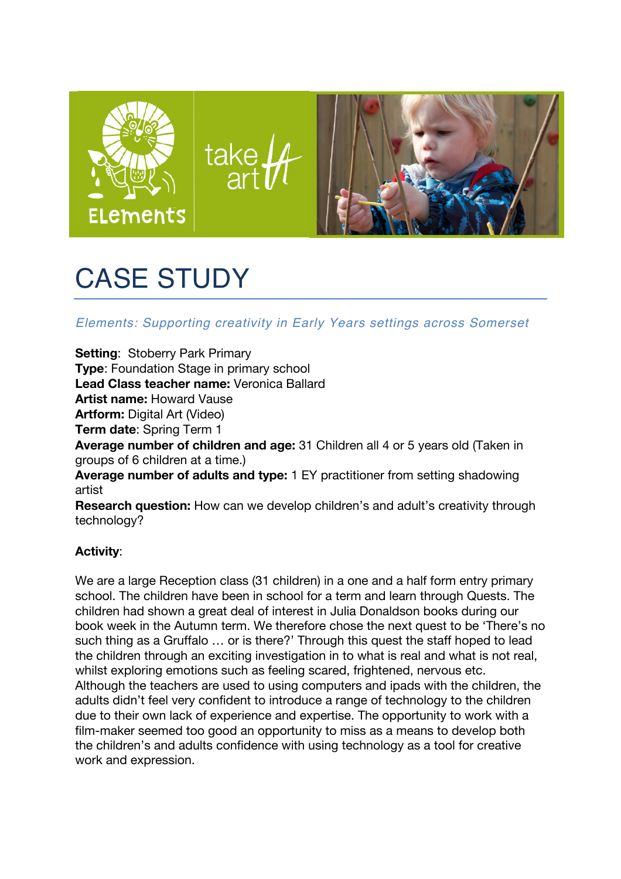# CASE STUDY

*Elements: Supporting creativity in Early Years settings across Somerset*

**Setting**: Stoberry Park Primary
**Type**: Foundation Stage in primary school
**Lead Class teacher name:** Veronica Ballard
**Artist name:** Howard Vause
**Artform:** Digital Art (Video)
**Term date**: Spring Term 1
**Average number of children and age:** 31 Children all 4 or 5 years old (Taken in groups of 6 children at a time.)
**Average number of adults and type:** 1 EY practitioner from setting shadowing artist
**Research question:** How can we develop children's and adult's creativity through technology?

**Activity**:

We are a large Reception class (31 children) in a one and a half form entry primary school. The children have been in school for a term and learn through Quests. The children had shown a great deal of interest in Julia Donaldson books during our book week in the Autumn term. We therefore chose the next quest to be 'There's no such thing as a Gruffalo … or is there?' Through this quest the staff hoped to lead the children through an exciting investigation in to what is real and what is not real, whilst exploring emotions such as feeling scared, frightened, nervous etc. Although the teachers are used to using computers and ipads with the children, the adults didn't feel very confident to introduce a range of technology to the children due to their own lack of experience and expertise. The opportunity to work with a film-maker seemed too good an opportunity to miss as a means to develop both the children's and adults confidence with using technology as a tool for creative work and expression.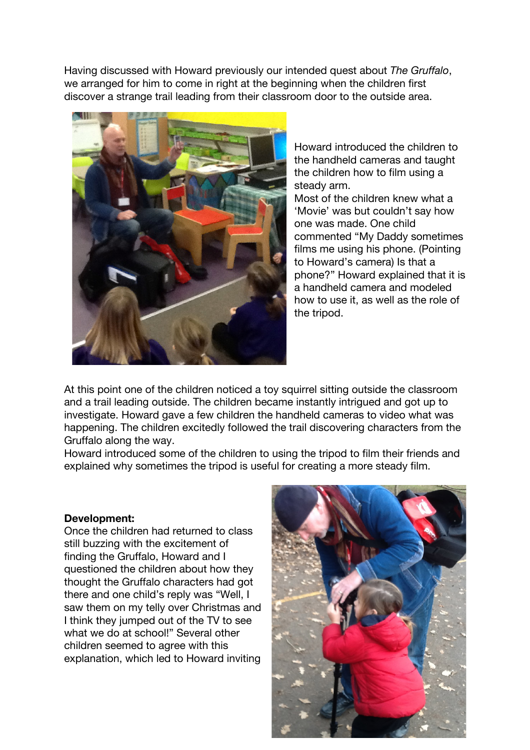Having discussed with Howard previously our intended quest about *The Gruffalo*, we arranged for him to come in right at the beginning when the children first discover a strange trail leading from their classroom door to the outside area.

Howard introduced the children to the handheld cameras and taught the children how to film using a steady arm.
Most of the children knew what a 'Movie' was but couldn't say how one was made. One child commented "My Daddy sometimes films me using his phone. (Pointing to Howard's camera) Is that a phone?" Howard explained that it is a handheld camera and modeled how to use it, as well as the role of the tripod.

At this point one of the children noticed a toy squirrel sitting outside the classroom and a trail leading outside. The children became instantly intrigued and got up to investigate. Howard gave a few children the handheld cameras to video what was happening. The children excitedly followed the trail discovering characters from the Gruffalo along the way.
Howard introduced some of the children to using the tripod to film their friends and explained why sometimes the tripod is useful for creating a more steady film.

**Development:**
Once the children had returned to class still buzzing with the excitement of finding the Gruffalo, Howard and I questioned the children about how they thought the Gruffalo characters had got there and one child's reply was "Well, I saw them on my telly over Christmas and I think they jumped out of the TV to see what we do at school!" Several other children seemed to agree with this explanation, which led to Howard inviting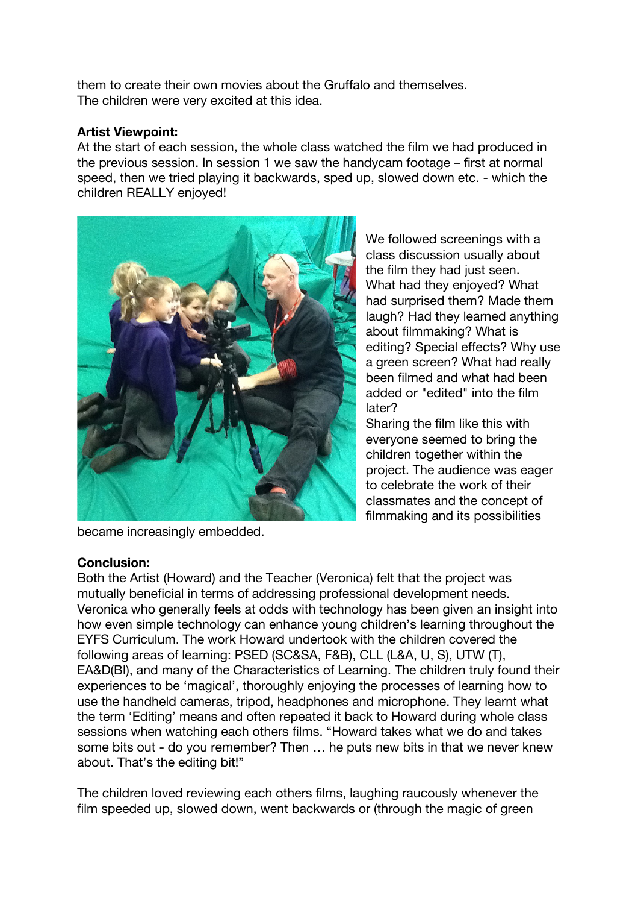them to create their own movies about the Gruffalo and themselves.
The children were very excited at this idea.

**Artist Viewpoint:**
At the start of each session, the whole class watched the film we had produced in the previous session. In session 1 we saw the handycam footage – first at normal speed, then we tried playing it backwards, sped up, slowed down etc. - which the children REALLY enjoyed!

We followed screenings with a class discussion usually about the film they had just seen. What had they enjoyed? What had surprised them? Made them laugh? Had they learned anything about filmmaking? What is editing? Special effects? Why use a green screen? What had really been filmed and what had been added or "edited" into the film later?
Sharing the film like this with everyone seemed to bring the children together within the project. The audience was eager to celebrate the work of their classmates and the concept of filmmaking and its possibilities became increasingly embedded.

**Conclusion:**
Both the Artist (Howard) and the Teacher (Veronica) felt that the project was mutually beneficial in terms of addressing professional development needs. Veronica who generally feels at odds with technology has been given an insight into how even simple technology can enhance young children's learning throughout the EYFS Curriculum. The work Howard undertook with the children covered the following areas of learning: PSED (SC&SA, F&B), CLL (L&A, U, S), UTW (T), EA&D(BI), and many of the Characteristics of Learning. The children truly found their experiences to be 'magical', thoroughly enjoying the processes of learning how to use the handheld cameras, tripod, headphones and microphone. They learnt what the term 'Editing' means and often repeated it back to Howard during whole class sessions when watching each others films. "Howard takes what we do and takes some bits out - do you remember? Then … he puts new bits in that we never knew about. That's the editing bit!"

The children loved reviewing each others films, laughing raucously whenever the film speeded up, slowed down, went backwards or (through the magic of green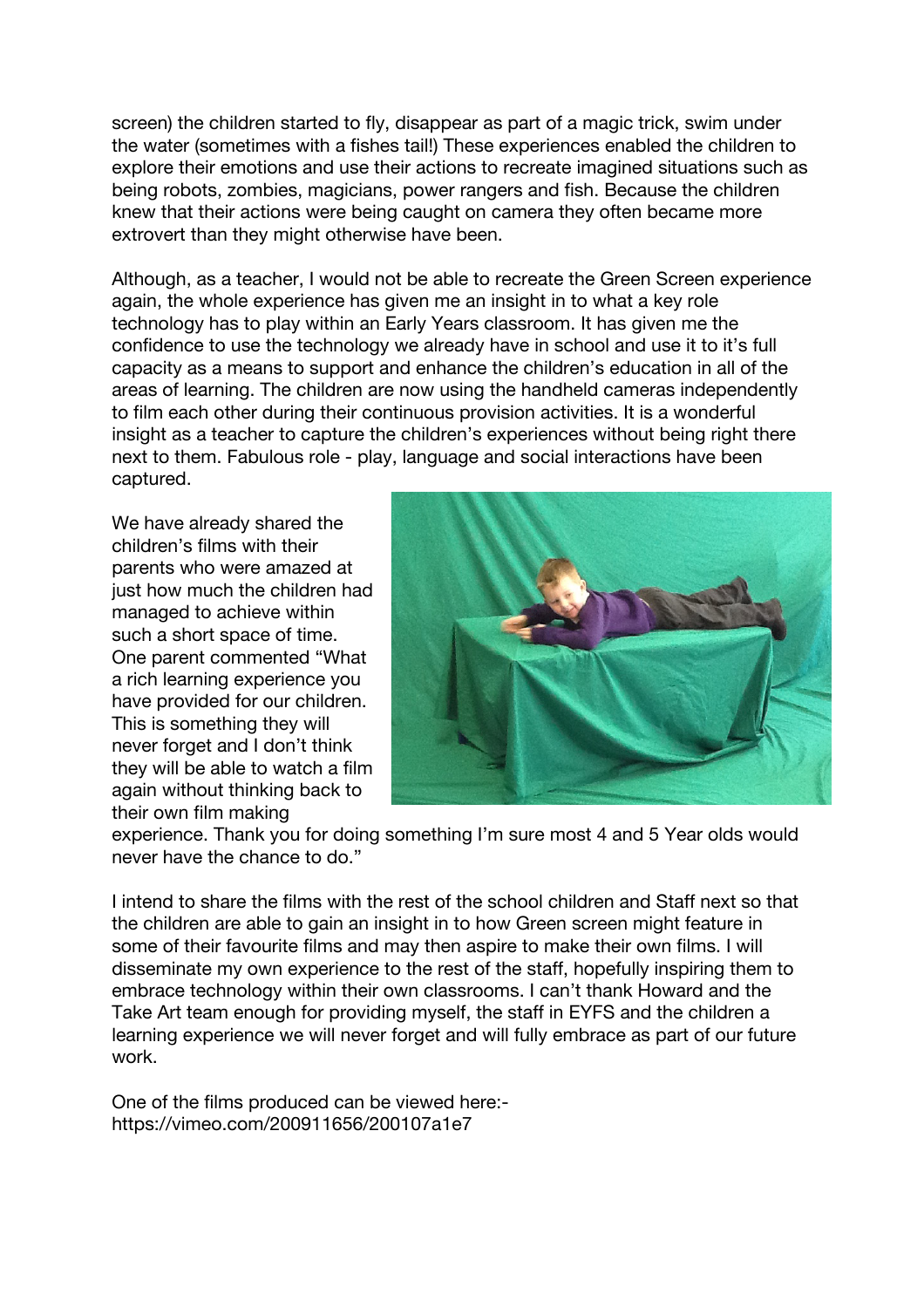screen) the children started to fly, disappear as part of a magic trick, swim under the water (sometimes with a fishes tail!) These experiences enabled the children to explore their emotions and use their actions to recreate imagined situations such as being robots, zombies, magicians, power rangers and fish. Because the children knew that their actions were being caught on camera they often became more extrovert than they might otherwise have been.

Although, as a teacher, I would not be able to recreate the Green Screen experience again, the whole experience has given me an insight in to what a key role technology has to play within an Early Years classroom. It has given me the confidence to use the technology we already have in school and use it to it's full capacity as a means to support and enhance the children's education in all of the areas of learning. The children are now using the handheld cameras independently to film each other during their continuous provision activities. It is a wonderful insight as a teacher to capture the children's experiences without being right there next to them. Fabulous role - play, language and social interactions have been captured.

We have already shared the children's films with their parents who were amazed at just how much the children had managed to achieve within such a short space of time. One parent commented "What a rich learning experience you have provided for our children. This is something they will never forget and I don't think they will be able to watch a film again without thinking back to their own film making experience. Thank you for doing something I'm sure most 4 and 5 Year olds would never have the chance to do."

I intend to share the films with the rest of the school children and Staff next so that the children are able to gain an insight in to how Green screen might feature in some of their favourite films and may then aspire to make their own films. I will disseminate my own experience to the rest of the staff, hopefully inspiring them to embrace technology within their own classrooms. I can't thank Howard and the Take Art team enough for providing myself, the staff in EYFS and the children a learning experience we will never forget and will fully embrace as part of our future work.

One of the films produced can be viewed here:-
https://vimeo.com/200911656/200107a1e7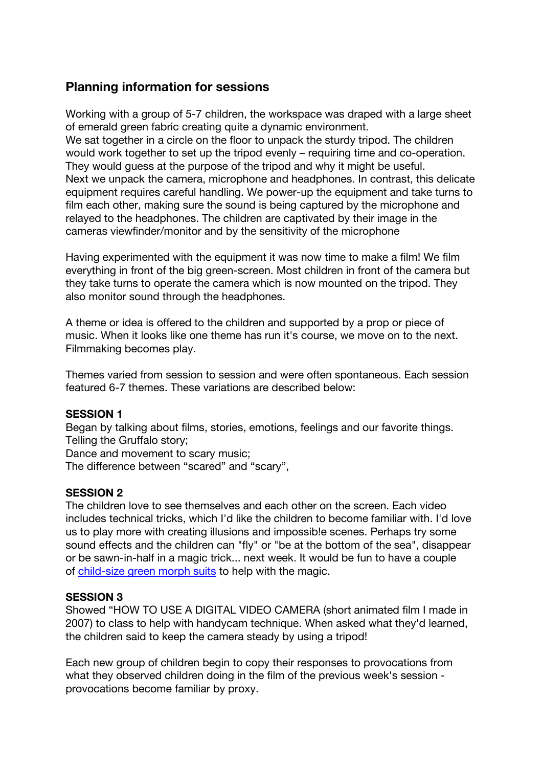## Planning information for sessions

Working with a group of 5-7 children, the workspace was draped with a large sheet of emerald green fabric creating quite a dynamic environment.
We sat together in a circle on the floor to unpack the sturdy tripod. The children would work together to set up the tripod evenly – requiring time and co-operation. They would guess at the purpose of the tripod and why it might be useful.
Next we unpack the camera, microphone and headphones. In contrast, this delicate equipment requires careful handling. We power-up the equipment and take turns to film each other, making sure the sound is being captured by the microphone and relayed to the headphones. The children are captivated by their image in the cameras viewfinder/monitor and by the sensitivity of the microphone

Having experimented with the equipment it was now time to make a film! We film everything in front of the big green-screen. Most children in front of the camera but they take turns to operate the camera which is now mounted on the tripod. They also monitor sound through the headphones.

A theme or idea is offered to the children and supported by a prop or piece of music. When it looks like one theme has run it's course, we move on to the next. Filmmaking becomes play.

Themes varied from session to session and were often spontaneous. Each session featured 6-7 themes. These variations are described below:

**SESSION 1**
Began by talking about films, stories, emotions, feelings and our favorite things.
Telling the Gruffalo story;
Dance and movement to scary music;
The difference between "scared" and "scary",

**SESSION 2**
The children love to see themselves and each other on the screen. Each video includes technical tricks, which I'd like the children to become familiar with. I'd love us to play more with creating illusions and impossib!e scenes. Perhaps try some sound effects and the children can "fly" or "be at the bottom of the sea", disappear or be sawn-in-half in a magic trick... next week. It would be fun to have a couple of child-size green morph suits to help with the magic.

**SESSION 3**
Showed "HOW TO USE A DIGITAL VIDEO CAMERA (short animated film I made in 2007) to class to help with handycam technique. When asked what they'd learned, the children said to keep the camera steady by using a tripod!

Each new group of children begin to copy their responses to provocations from what they observed children doing in the film of the previous week's session - provocations become familiar by proxy.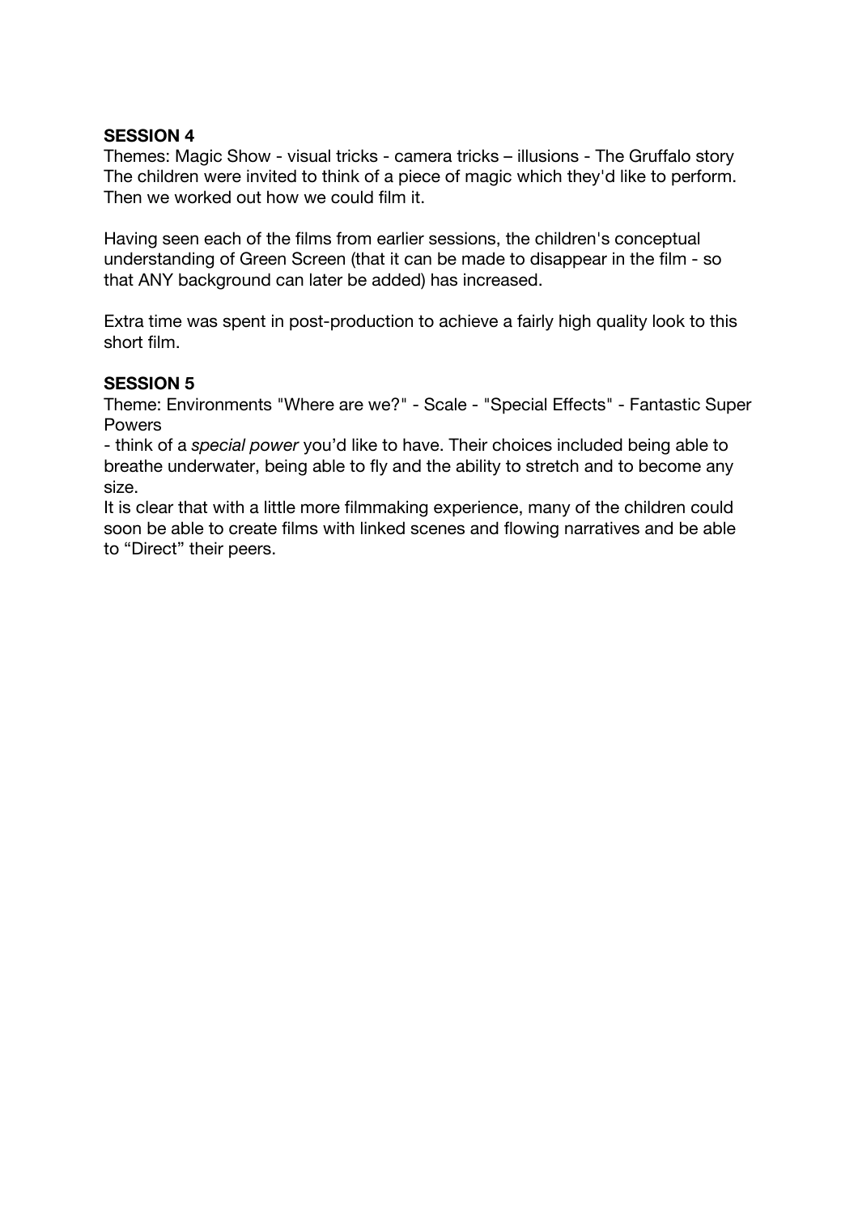**SESSION 4**

Themes: Magic Show - visual tricks - camera tricks – illusions - The Gruffalo story
The children were invited to think of a piece of magic which they'd like to perform. Then we worked out how we could film it.

Having seen each of the films from earlier sessions, the children's conceptual understanding of Green Screen (that it can be made to disappear in the film - so that ANY background can later be added) has increased.

Extra time was spent in post-production to achieve a fairly high quality look to this short film.

**SESSION 5**

Theme: Environments "Where are we?" - Scale - "Special Effects" - Fantastic Super Powers

- think of a *special power* you'd like to have. Their choices included being able to breathe underwater, being able to fly and the ability to stretch and to become any size.

It is clear that with a little more filmmaking experience, many of the children could soon be able to create films with linked scenes and flowing narratives and be able to "Direct" their peers.